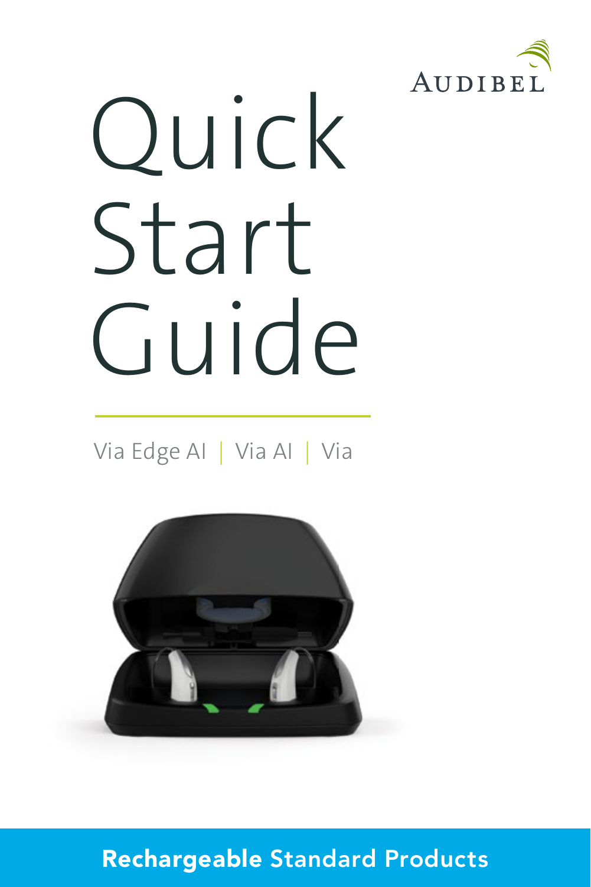AUDIBEL

# Quick Start Guide

Via Edge AI | Via AI | Via

**Rechargeable Standard Products**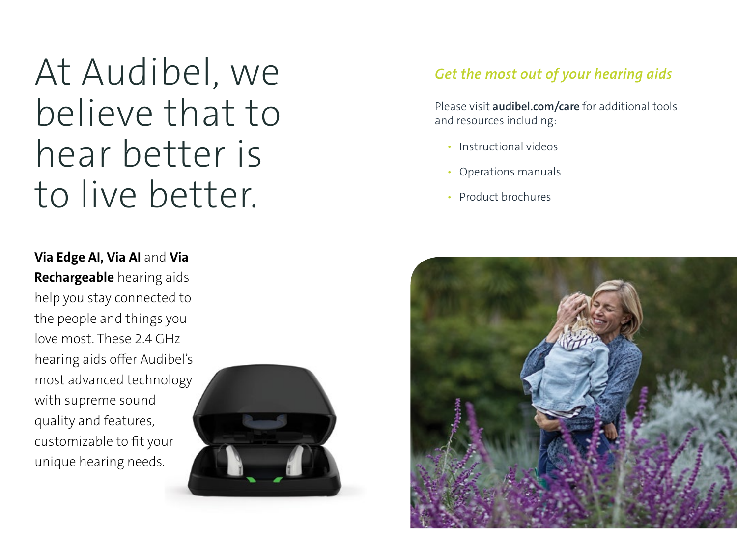# At Audibel, we believe that to hear better is to live better.

**Via Edge AI, Via AI** and **Via Rechargeable** hearing aids help you stay connected to the people and things you love most. These 2.4 GHz hearing aids offer Audibel's most advanced technology with supreme sound quality and features, customizable to fit your unique hearing needs.

*Get the most out of your hearing aids*

Please visit **audibel.com/care** for additional tools and resources including:

- Instructional videos
- Operations manuals
- Product brochures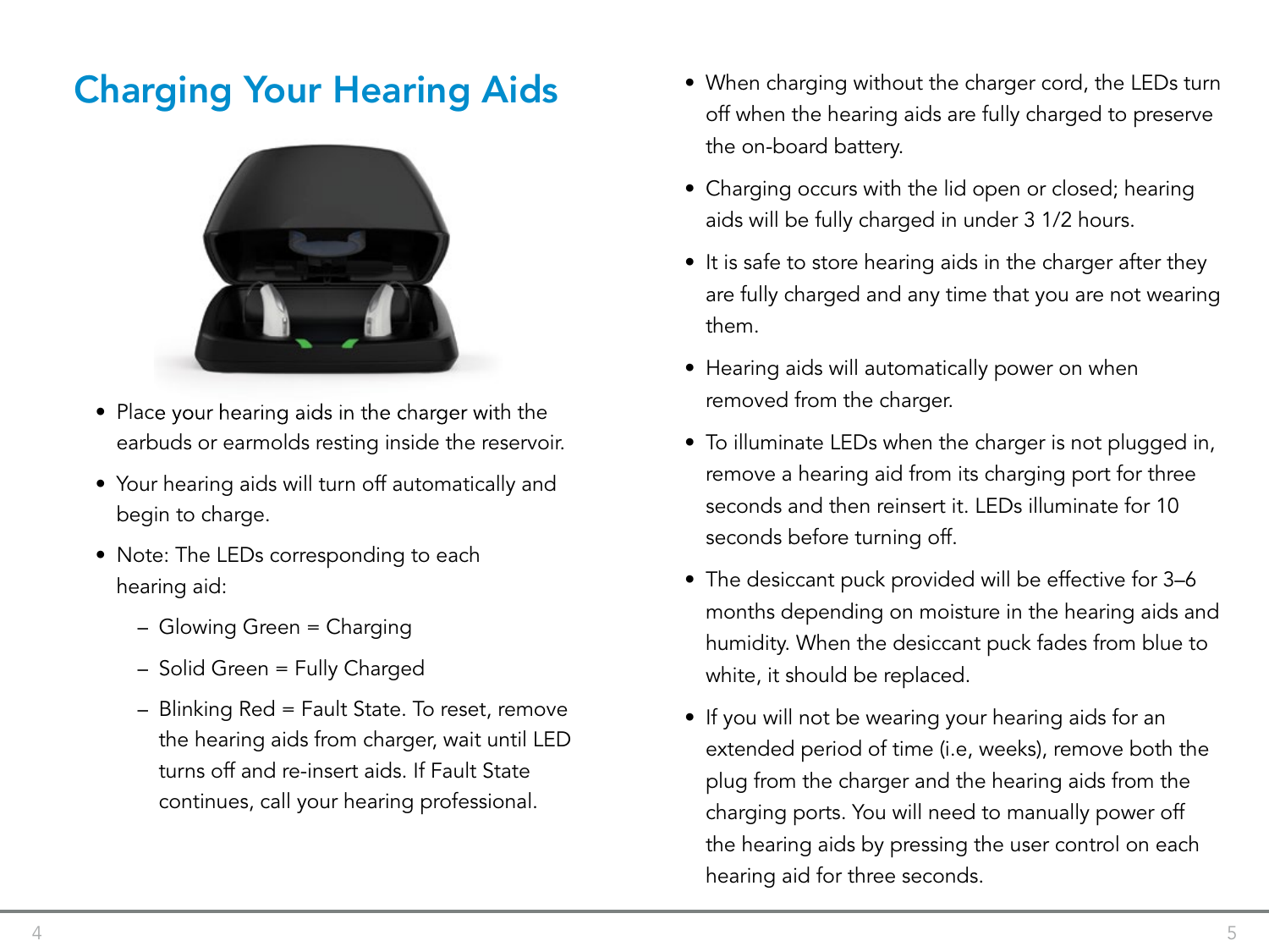# Charging Your Hearing Aids

- Place your hearing aids in the charger with the earbuds or earmolds resting inside the reservoir.
- Your hearing aids will turn off automatically and begin to charge.
- Note: The LEDs corresponding to each hearing aid:
  - Glowing Green = Charging
  - Solid Green = Fully Charged
  - Blinking Red = Fault State. To reset, remove the hearing aids from charger, wait until LED turns off and re-insert aids. If Fault State continues, call your hearing professional.
- When charging without the charger cord, the LEDs turn off when the hearing aids are fully charged to preserve the on-board battery.
- Charging occurs with the lid open or closed; hearing aids will be fully charged in under 3 1/2 hours.
- It is safe to store hearing aids in the charger after they are fully charged and any time that you are not wearing them.
- Hearing aids will automatically power on when removed from the charger.
- To illuminate LEDs when the charger is not plugged in, remove a hearing aid from its charging port for three seconds and then reinsert it. LEDs illuminate for 10 seconds before turning off.
- The desiccant puck provided will be effective for 3–6 months depending on moisture in the hearing aids and humidity. When the desiccant puck fades from blue to white, it should be replaced.
- If you will not be wearing your hearing aids for an extended period of time (i.e, weeks), remove both the plug from the charger and the hearing aids from the charging ports. You will need to manually power off the hearing aids by pressing the user control on each hearing aid for three seconds.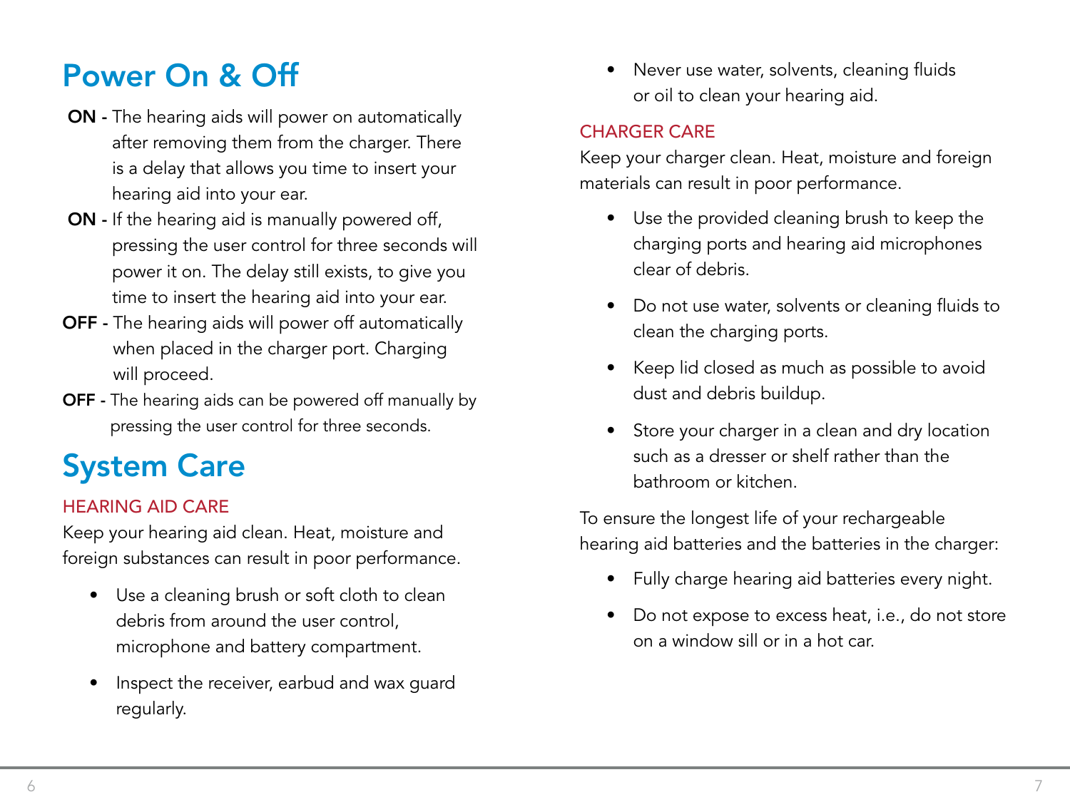# Power On & Off

**ON -** The hearing aids will power on automatically after removing them from the charger. There is a delay that allows you time to insert your hearing aid into your ear.

**ON -** If the hearing aid is manually powered off, pressing the user control for three seconds will power it on. The delay still exists, to give you time to insert the hearing aid into your ear.

**OFF -** The hearing aids will power off automatically when placed in the charger port. Charging will proceed.

**OFF -** The hearing aids can be powered off manually by pressing the user control for three seconds.

# System Care

## HEARING AID CARE

Keep your hearing aid clean. Heat, moisture and foreign substances can result in poor performance.

- Use a cleaning brush or soft cloth to clean debris from around the user control, microphone and battery compartment.
- Inspect the receiver, earbud and wax guard regularly.
- Never use water, solvents, cleaning fluids or oil to clean your hearing aid.

## CHARGER CARE

Keep your charger clean. Heat, moisture and foreign materials can result in poor performance.

- Use the provided cleaning brush to keep the charging ports and hearing aid microphones clear of debris.
- Do not use water, solvents or cleaning fluids to clean the charging ports.
- Keep lid closed as much as possible to avoid dust and debris buildup.
- Store your charger in a clean and dry location such as a dresser or shelf rather than the bathroom or kitchen.

To ensure the longest life of your rechargeable hearing aid batteries and the batteries in the charger:

- Fully charge hearing aid batteries every night.
- Do not expose to excess heat, i.e., do not store on a window sill or in a hot car.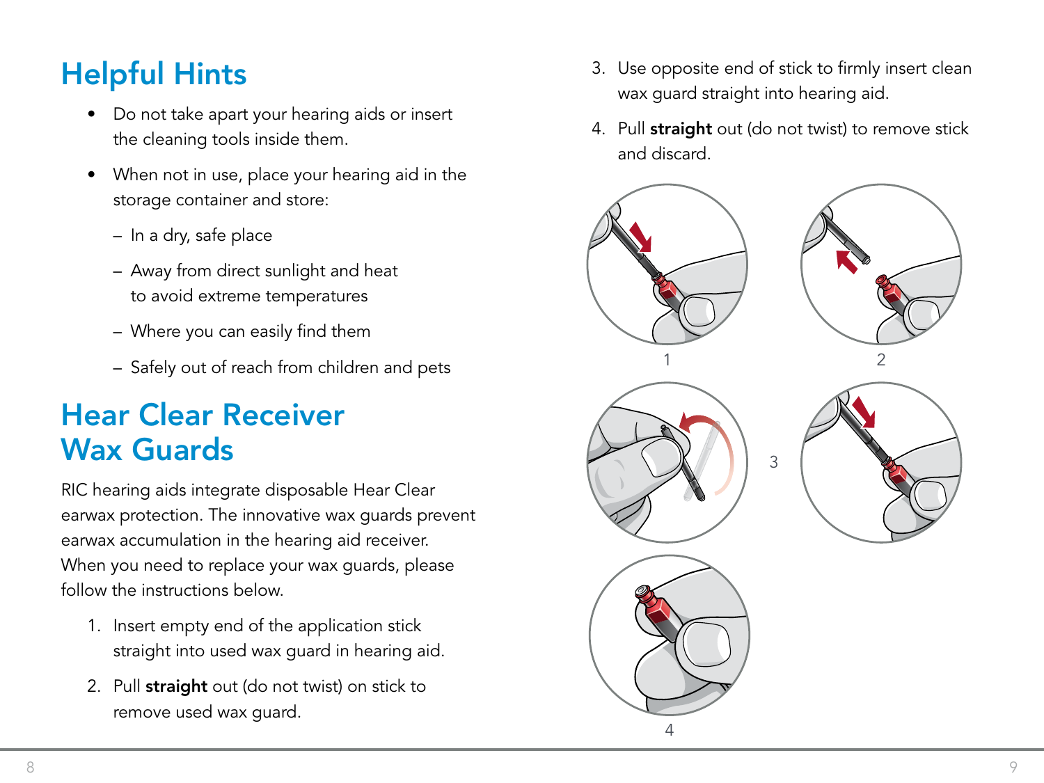# Helpful Hints

- Do not take apart your hearing aids or insert the cleaning tools inside them.
- When not in use, place your hearing aid in the storage container and store:
  - In a dry, safe place
  - Away from direct sunlight and heat to avoid extreme temperatures
  - Where you can easily find them
  - Safely out of reach from children and pets

# Hear Clear Receiver Wax Guards

RIC hearing aids integrate disposable Hear Clear earwax protection. The innovative wax guards prevent earwax accumulation in the hearing aid receiver. When you need to replace your wax guards, please follow the instructions below.

1. Insert empty end of the application stick straight into used wax guard in hearing aid.
2. Pull **straight** out (do not twist) on stick to remove used wax guard.
3. Use opposite end of stick to firmly insert clean wax guard straight into hearing aid.
4. Pull **straight** out (do not twist) to remove stick and discard.

1

2

3

4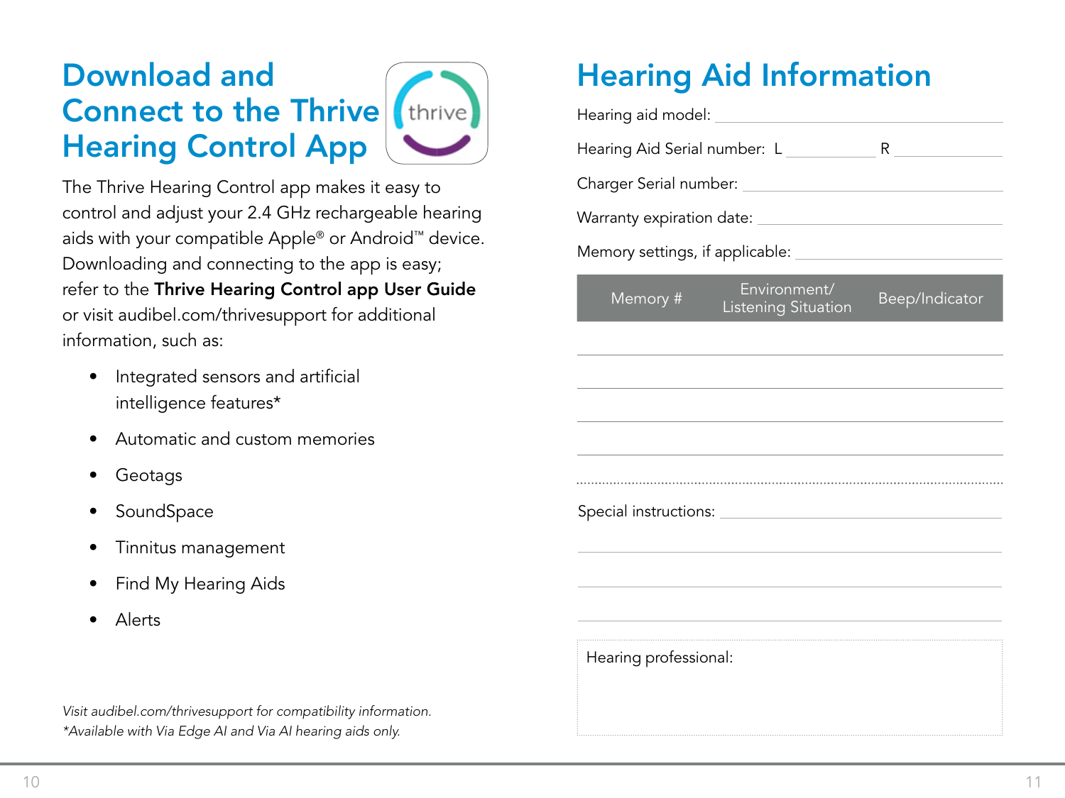## Download and Connect to the Thrive Hearing Control App

The Thrive Hearing Control app makes it easy to control and adjust your 2.4 GHz rechargeable hearing aids with your compatible Apple® or Android™ device. Downloading and connecting to the app is easy; refer to the **Thrive Hearing Control app User Guide** or visit audibel.com/thrivesupport for additional information, such as:

- Integrated sensors and artificial intelligence features*
- Automatic and custom memories
- Geotags
- SoundSpace
- Tinnitus management
- Find My Hearing Aids
- Alerts

*Visit audibel.com/thrivesupport for compatibility information.*
**Available with Via Edge AI and Via AI hearing aids only.*

## Hearing Aid Information

Hearing aid model: ______________________

Hearing Aid Serial number: L __________ R __________

Charger Serial number: ______________________

Warranty expiration date: ______________________

Memory settings, if applicable: ______________________

| Memory # | Environment/ Listening Situation | Beep/Indicator |
|---|---|---|
| | | |
| | | |
| | | |
| | | |

Special instructions: ______________________

Hearing professional: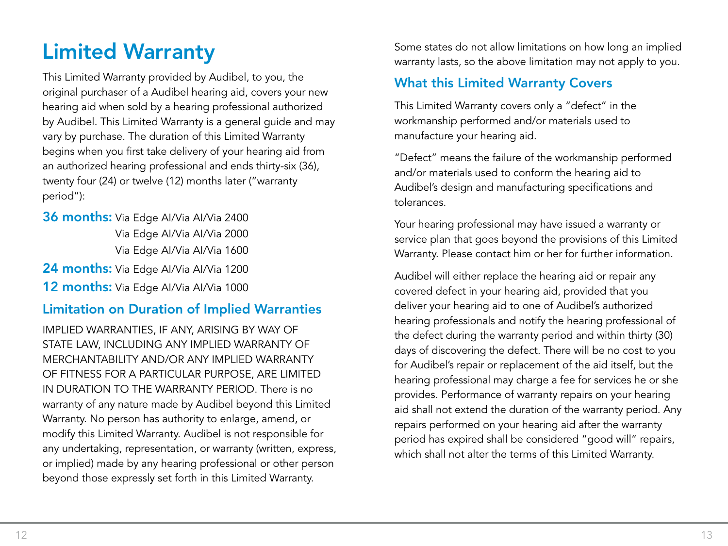# Limited Warranty

This Limited Warranty provided by Audibel, to you, the original purchaser of a Audibel hearing aid, covers your new hearing aid when sold by a hearing professional authorized by Audibel. This Limited Warranty is a general guide and may vary by purchase. The duration of this Limited Warranty begins when you first take delivery of your hearing aid from an authorized hearing professional and ends thirty-six (36), twenty four (24) or twelve (12) months later ("warranty period"):

**36 months:** Via Edge AI/Via AI/Via 2400
Via Edge AI/Via AI/Via 2000
Via Edge AI/Via AI/Via 1600

**24 months:** Via Edge AI/Via AI/Via 1200

**12 months:** Via Edge AI/Via AI/Via 1000

## Limitation on Duration of Implied Warranties

IMPLIED WARRANTIES, IF ANY, ARISING BY WAY OF STATE LAW, INCLUDING ANY IMPLIED WARRANTY OF MERCHANTABILITY AND/OR ANY IMPLIED WARRANTY OF FITNESS FOR A PARTICULAR PURPOSE, ARE LIMITED IN DURATION TO THE WARRANTY PERIOD. There is no warranty of any nature made by Audibel beyond this Limited Warranty. No person has authority to enlarge, amend, or modify this Limited Warranty. Audibel is not responsible for any undertaking, representation, or warranty (written, express, or implied) made by any hearing professional or other person beyond those expressly set forth in this Limited Warranty.

Some states do not allow limitations on how long an implied warranty lasts, so the above limitation may not apply to you.

## What this Limited Warranty Covers

This Limited Warranty covers only a "defect" in the workmanship performed and/or materials used to manufacture your hearing aid.

"Defect" means the failure of the workmanship performed and/or materials used to conform the hearing aid to Audibel's design and manufacturing specifications and tolerances.

Your hearing professional may have issued a warranty or service plan that goes beyond the provisions of this Limited Warranty. Please contact him or her for further information.

Audibel will either replace the hearing aid or repair any covered defect in your hearing aid, provided that you deliver your hearing aid to one of Audibel's authorized hearing professionals and notify the hearing professional of the defect during the warranty period and within thirty (30) days of discovering the defect. There will be no cost to you for Audibel's repair or replacement of the aid itself, but the hearing professional may charge a fee for services he or she provides. Performance of warranty repairs on your hearing aid shall not extend the duration of the warranty period. Any repairs performed on your hearing aid after the warranty period has expired shall be considered "good will" repairs, which shall not alter the terms of this Limited Warranty.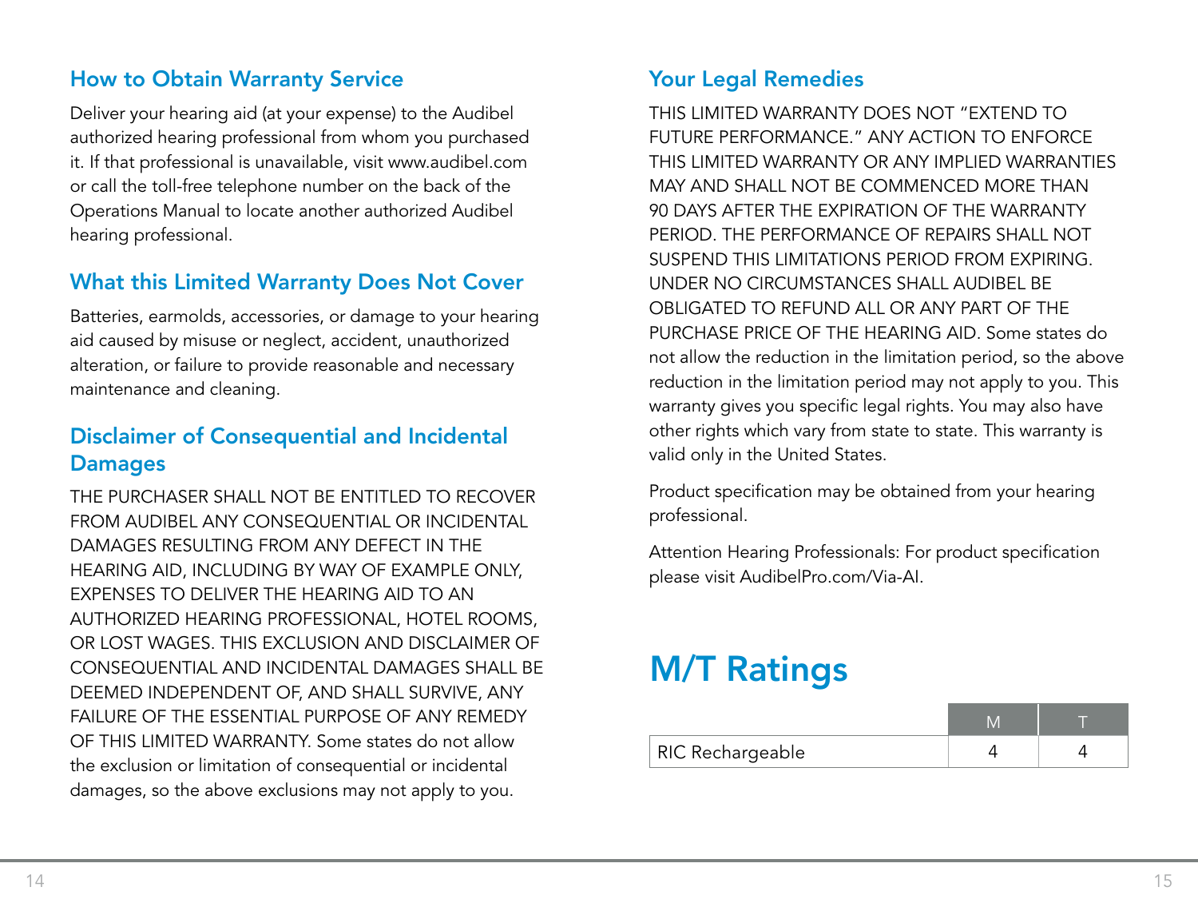### How to Obtain Warranty Service

Deliver your hearing aid (at your expense) to the Audibel authorized hearing professional from whom you purchased it. If that professional is unavailable, visit www.audibel.com or call the toll-free telephone number on the back of the Operations Manual to locate another authorized Audibel hearing professional.

### What this Limited Warranty Does Not Cover

Batteries, earmolds, accessories, or damage to your hearing aid caused by misuse or neglect, accident, unauthorized alteration, or failure to provide reasonable and necessary maintenance and cleaning.

### Disclaimer of Consequential and Incidental Damages

THE PURCHASER SHALL NOT BE ENTITLED TO RECOVER FROM AUDIBEL ANY CONSEQUENTIAL OR INCIDENTAL DAMAGES RESULTING FROM ANY DEFECT IN THE HEARING AID, INCLUDING BY WAY OF EXAMPLE ONLY, EXPENSES TO DELIVER THE HEARING AID TO AN AUTHORIZED HEARING PROFESSIONAL, HOTEL ROOMS, OR LOST WAGES. THIS EXCLUSION AND DISCLAIMER OF CONSEQUENTIAL AND INCIDENTAL DAMAGES SHALL BE DEEMED INDEPENDENT OF, AND SHALL SURVIVE, ANY FAILURE OF THE ESSENTIAL PURPOSE OF ANY REMEDY OF THIS LIMITED WARRANTY. Some states do not allow the exclusion or limitation of consequential or incidental damages, so the above exclusions may not apply to you.

### Your Legal Remedies

THIS LIMITED WARRANTY DOES NOT "EXTEND TO FUTURE PERFORMANCE." ANY ACTION TO ENFORCE THIS LIMITED WARRANTY OR ANY IMPLIED WARRANTIES MAY AND SHALL NOT BE COMMENCED MORE THAN 90 DAYS AFTER THE EXPIRATION OF THE WARRANTY PERIOD. THE PERFORMANCE OF REPAIRS SHALL NOT SUSPEND THIS LIMITATIONS PERIOD FROM EXPIRING. UNDER NO CIRCUMSTANCES SHALL AUDIBEL BE OBLIGATED TO REFUND ALL OR ANY PART OF THE PURCHASE PRICE OF THE HEARING AID. Some states do not allow the reduction in the limitation period, so the above reduction in the limitation period may not apply to you. This warranty gives you specific legal rights. You may also have other rights which vary from state to state. This warranty is valid only in the United States.

Product specification may be obtained from your hearing professional.

Attention Hearing Professionals: For product specification please visit AudibelPro.com/Via-AI.

## M/T Ratings

| | M | T |
|---|---|---|
| RIC Rechargeable | 4 | 4 |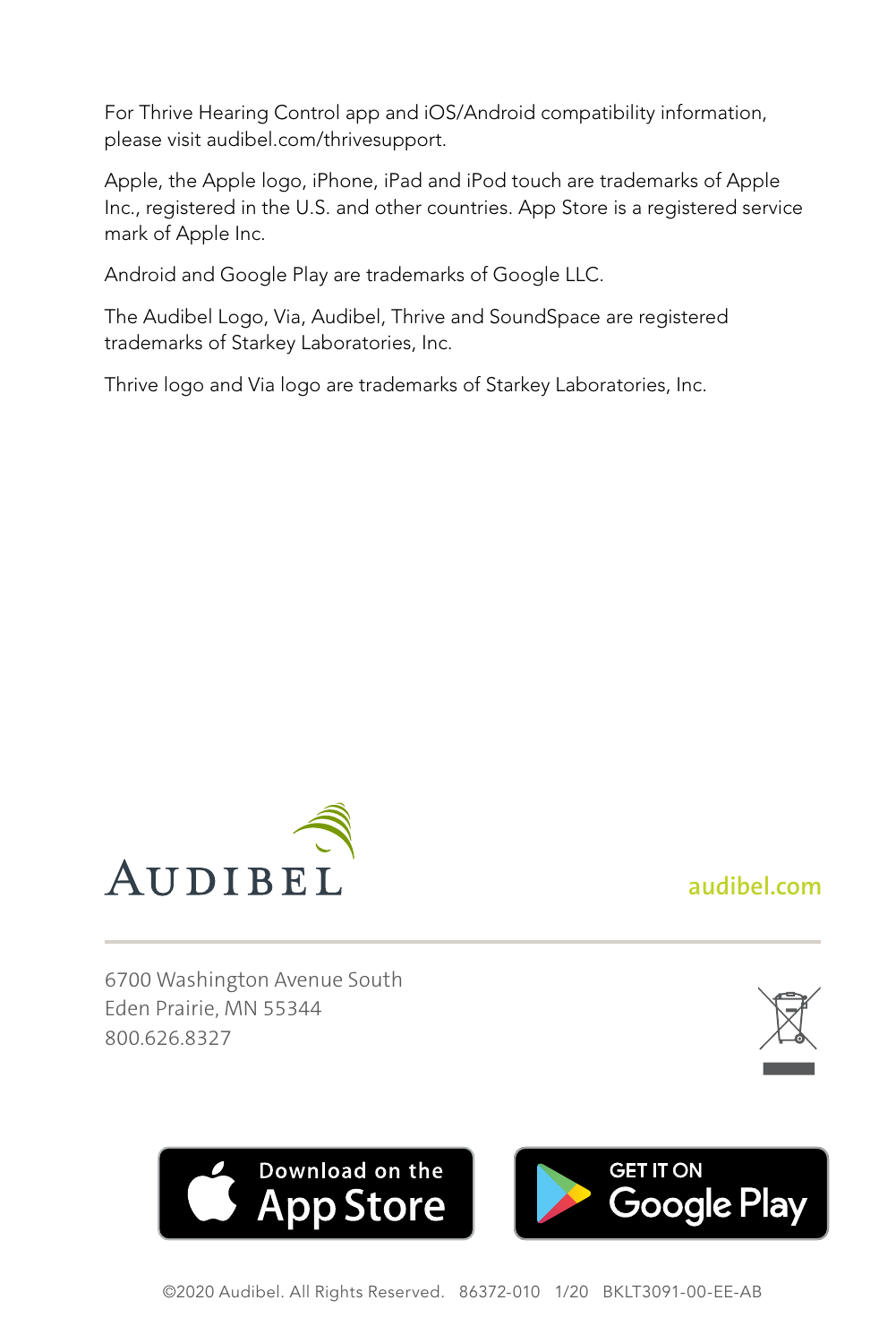For Thrive Hearing Control app and iOS/Android compatibility information, please visit audibel.com/thrivesupport.

Apple, the Apple logo, iPhone, iPad and iPod touch are trademarks of Apple Inc., registered in the U.S. and other countries. App Store is a registered service mark of Apple Inc.

Android and Google Play are trademarks of Google LLC.

The Audibel Logo, Via, Audibel, Thrive and SoundSpace are registered trademarks of Starkey Laboratories, Inc.

Thrive logo and Via logo are trademarks of Starkey Laboratories, Inc.

AUDIBEL

audibel.com

6700 Washington Avenue South
Eden Prairie, MN 55344
800.626.8327

Download on the App Store

GET IT ON Google Play

©2020 Audibel. All Rights Reserved. 86372-010 1/20 BKLT3091-00-EE-AB